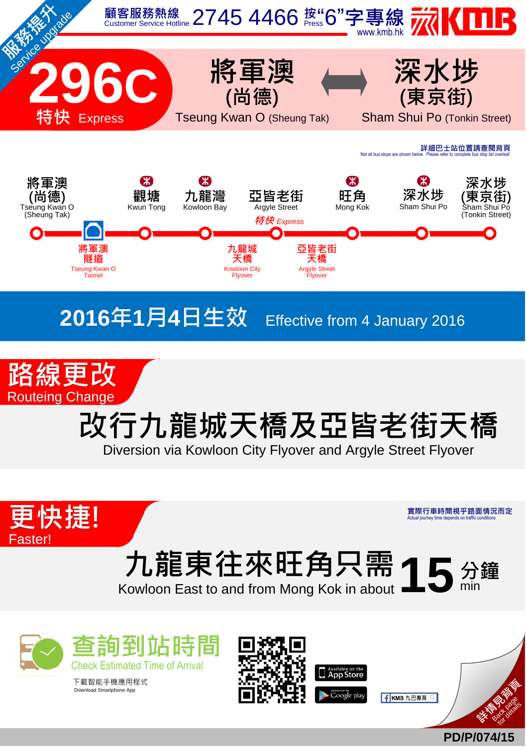服務提升 Service upgrade

顧客服務熱線 Customer Service Hotline 2745 4466 按"6"字專線 Press "6"

www.kmb.hk

KMB

# 296C 特快 Express

## 將軍澳(尚德) Tseung Kwan O (Sheung Tak) ⟷ 深水埗(東京街) Sham Shui Po (Tonkin Street)

詳細巴士站位置請查閱背頁
Not all bus stops are shown below. Please refer to complete bus stop list overleaf.

將軍澳(尚德) Tseung Kwan O (Sheung Tak) → 將軍澳隧道 Tseung Kwan O Tunnel → 觀塘 Kwun Tong → 九龍灣 Kowloon Bay → 九龍城天橋 Kowloon City Flyover → 亞皆老街 Argyle Street 特快 Express → 亞皆老街天橋 Argyle Street Flyover → 旺角 Mong Kok → 深水埗 Sham Shui Po → 深水埗(東京街) Sham Shui Po (Tonkin Street)

**2016年1月4日生效 Effective from 4 January 2016**

## 路線更改 Routeing Change

**改行九龍城天橋及亞皆老街天橋**

Diversion via Kowloon City Flyover and Argyle Street Flyover

## 更快捷! Faster!

實際行車時間視乎路面情況而定
Actual journey time depends on traffic conditions

**九龍東往來旺角只需 15 分鐘**

Kowloon East to and from Mong Kok in about **15** min

查詢到站時間 Check Estimated Time of Arrival

下載智能手機應用程式
Download Smartphone App

Available on the App Store

Google play

KMB 九巴專頁

詳情見背頁 Back page for details

PD/P/074/15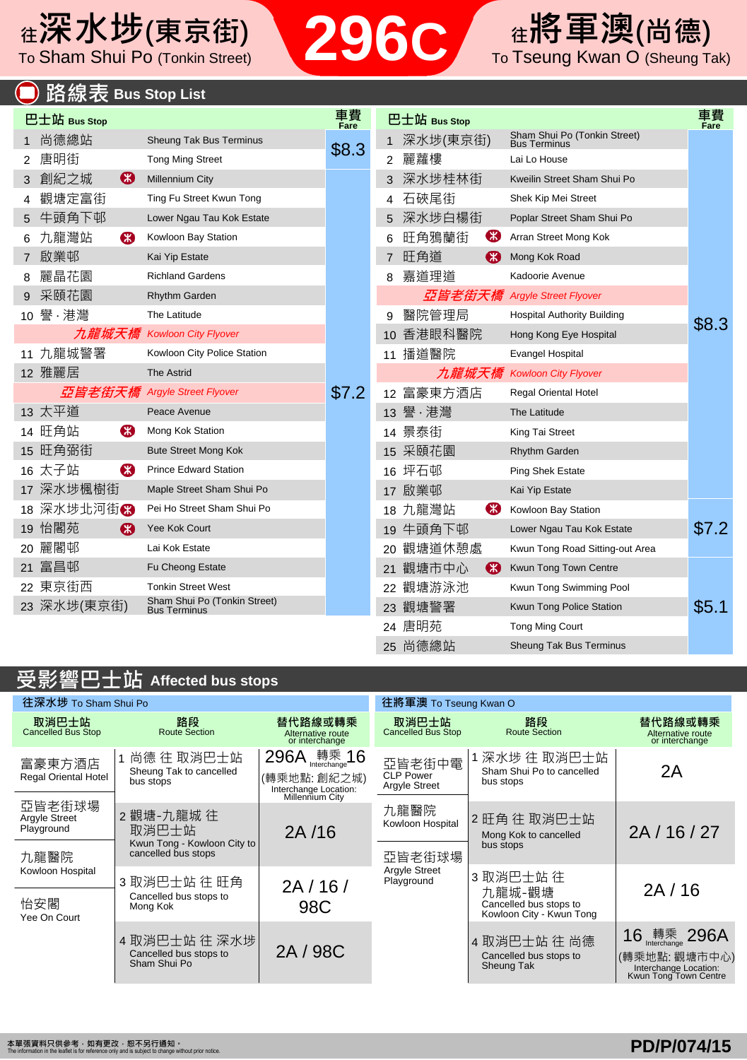# 往深水埗(東京街) To Sham Shui Po (Tonkin Street) — 296C — 往將軍澳(尚德) To Tseung Kwan O (Sheung Tak)

## 路線表 Bus Stop List

### 往深水埗(東京街) To Sham Shui Po (Tonkin Street)

| 巴士站 Bus Stop | | | 車費 Fare |
|---|---|---|---|
| 1 | 尚德總站 | Sheung Tak Bus Terminus | $8.3 |
| 2 | 唐明街 | Tong Ming Street | |
| 3 | 創紀之城 | Millennium City | $7.2 |
| 4 | 觀塘定富街 | Ting Fu Street Kwun Tong | |
| 5 | 牛頭角下邨 | Lower Ngau Tau Kok Estate | |
| 6 | 九龍灣站 | Kowloon Bay Station | |
| 7 | 啟業邨 | Kai Yip Estate | |
| 8 | 麗晶花園 | Richland Gardens | |
| 9 | 采頤花園 | Rhythm Garden | |
| 10 | 譽・港灣 | The Latitude | |
| | 九龍城天橋 | Kowloon City Flyover | |
| 11 | 九龍城警署 | Kowloon City Police Station | |
| 12 | 雅麗居 | The Astrid | |
| | 亞皆老街天橋 | Argyle Street Flyover | |
| 13 | 太平道 | Peace Avenue | |
| 14 | 旺角站 | Mong Kok Station | |
| 15 | 旺角弼街 | Bute Street Mong Kok | |
| 16 | 太子站 | Prince Edward Station | |
| 17 | 深水埗楓樹街 | Maple Street Sham Shui Po | |
| 18 | 深水埗北河街 | Pei Ho Street Sham Shui Po | |
| 19 | 怡閣苑 | Yee Kok Court | |
| 20 | 麗閣邨 | Lai Kok Estate | |
| 21 | 富昌邨 | Fu Cheong Estate | |
| 22 | 東京街西 | Tonkin Street West | |
| 23 | 深水埗(東京街) | Sham Shui Po (Tonkin Street) Bus Terminus | |

### 往將軍澳(尚德) To Tseung Kwan O (Sheung Tak)

| 巴士站 Bus Stop | | | 車費 Fare |
|---|---|---|---|
| 1 | 深水埗(東京街) | Sham Shui Po (Tonkin Street) Bus Terminus | $8.3 |
| 2 | 麗蘿樓 | Lai Lo House | |
| 3 | 深水埗桂林街 | Kweilin Street Sham Shui Po | |
| 4 | 石硤尾街 | Shek Kip Mei Street | |
| 5 | 深水埗白楊街 | Poplar Street Sham Shui Po | |
| 6 | 旺角鴉蘭街 | Arran Street Mong Kok | |
| 7 | 旺角道 | Mong Kok Road | |
| 8 | 嘉道理道 | Kadoorie Avenue | |
| | 亞皆老街天橋 | Argyle Street Flyover | |
| 9 | 醫院管理局 | Hospital Authority Building | |
| 10 | 香港眼科醫院 | Hong Kong Eye Hospital | |
| 11 | 播道醫院 | Evangel Hospital | |
| | 九龍城天橋 | Kowloon City Flyover | |
| 12 | 富豪東方酒店 | Regal Oriental Hotel | |
| 13 | 譽・港灣 | The Latitude | |
| 14 | 景泰街 | King Tai Street | |
| 15 | 采頤花園 | Rhythm Garden | |
| 16 | 坪石邨 | Ping Shek Estate | |
| 17 | 啟業邨 | Kai Yip Estate | |
| 18 | 九龍灣站 | Kowloon Bay Station | $7.2 |
| 19 | 牛頭角下邨 | Lower Ngau Tau Kok Estate | |
| 20 | 觀塘道休憩處 | Kwun Tong Road Sitting-out Area | |
| 21 | 觀塘市中心 | Kwun Tong Town Centre | $5.1 |
| 22 | 觀塘游泳池 | Kwun Tong Swimming Pool | |
| 23 | 觀塘警署 | Kwun Tong Police Station | |
| 24 | 唐明苑 | Tong Ming Court | |
| 25 | 尚德總站 | Sheung Tak Bus Terminus | |

## 受影響巴士站 Affected bus stops

### 往深水埗 To Sham Shui Po

| 取消巴士站 Cancelled Bus Stop | 路段 Route Section | 替代路線或轉乘 Alternative route or interchange |
|---|---|---|
| 富豪東方酒店 Regal Oriental Hotel<br>亞皆老街球場 Argyle Street Playground<br>九龍醫院 Kowloon Hospital<br>怡安閣 Yee On Court | 1 尚德 往 取消巴士站 Sheung Tak to cancelled bus stops | 296A 轉乘 Interchange 16 (轉乘地點: 創紀之城) Interchange Location: Millennium City |
| | 2 觀塘-九龍城 往 取消巴士站 Kwun Tong - Kowloon City to cancelled bus stops | 2A /16 |
| | 3 取消巴士站 往 旺角 Cancelled bus stops to Mong Kok | 2A / 16 / 98C |
| | 4 取消巴士站 往 深水埗 Cancelled bus stops to Sham Shui Po | 2A / 98C |

### 往將軍澳 To Tseung Kwan O

| 取消巴士站 Cancelled Bus Stop | 路段 Route Section | 替代路線或轉乘 Alternative route or interchange |
|---|---|---|
| 亞皆老街中電 CLP Power Argyle Street<br>九龍醫院 Kowloon Hospital<br>亞皆老街球場 Argyle Street Playground | 1 深水埗 往 取消巴士站 Sham Shui Po to cancelled bus stops | 2A |
| | 2 旺角 往 取消巴士站 Mong Kok to cancelled bus stops | 2A / 16 / 27 |
| | 3 取消巴士站 往 九龍城-觀塘 Cancelled bus stops to Kowloon City - Kwun Tong | 2A / 16 |
| | 4 取消巴士站 往 尚德 Cancelled bus stops to Sheung Tak | 16 轉乘 Interchange 296A (轉乘地點: 觀塘市中心) Interchange Location: Kwun Tong Town Centre |

本單張資料只供參考，如有更改，恕不另行通知。
The information in the leaflet is for reference only and is subject to change without prior notice.

PD/P/074/15